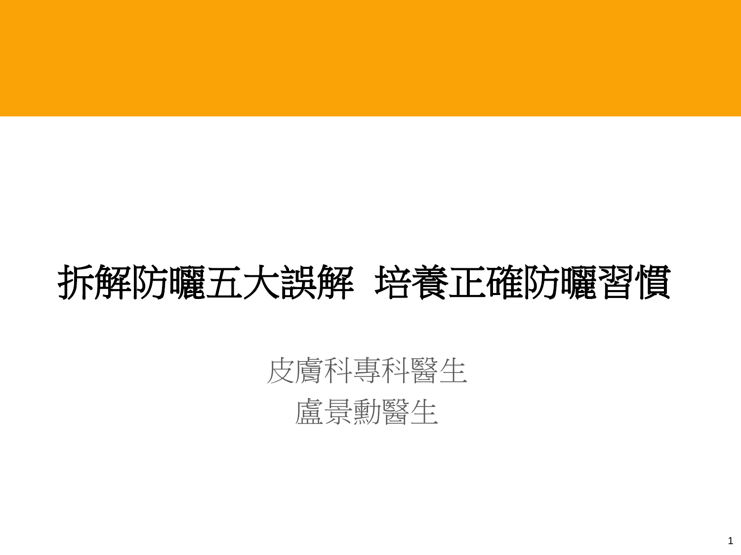# 拆解防曬五大誤解 培養正確防曬習慣

皮膚科專科醫生

盧景勳醫生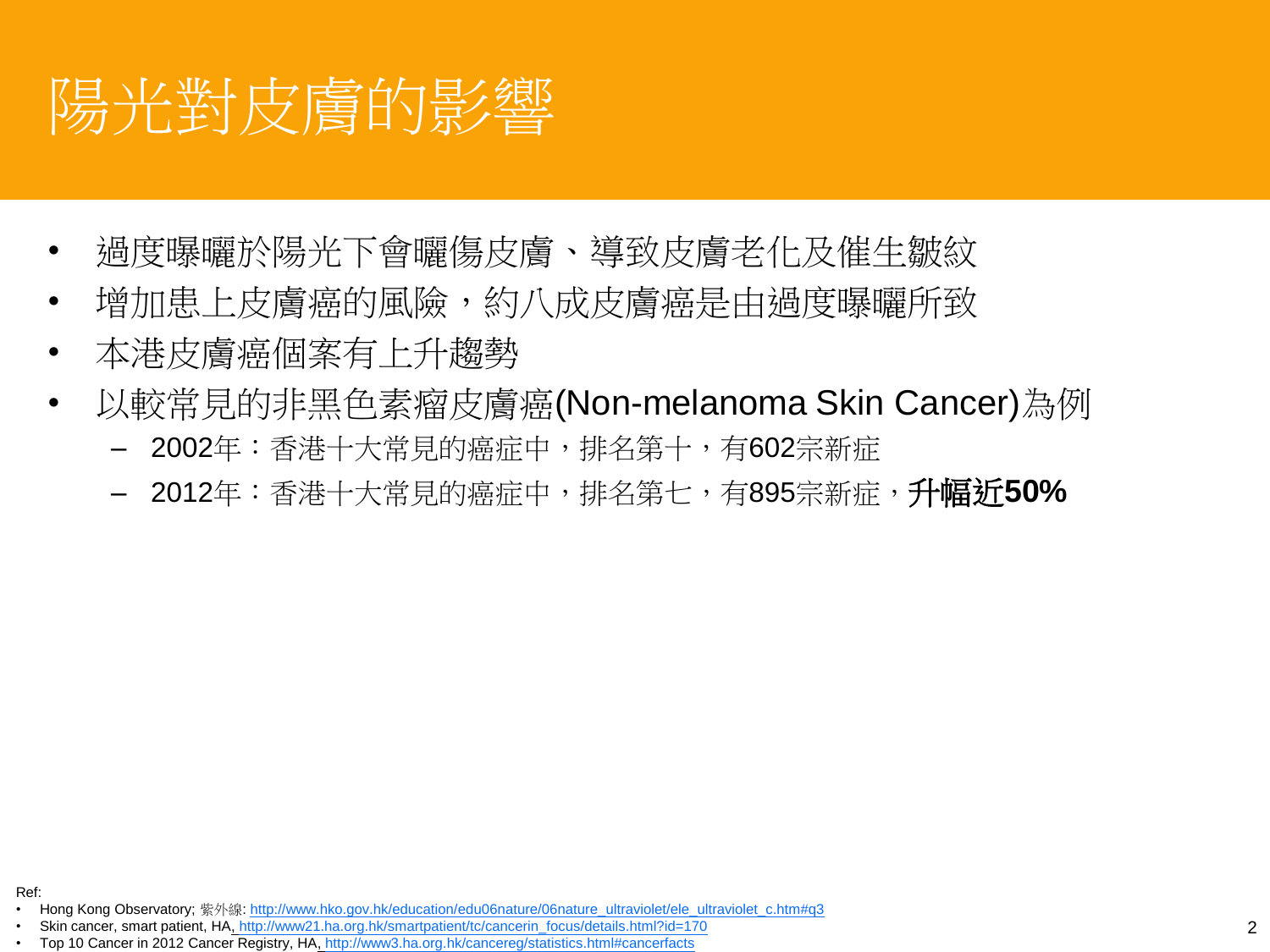# 陽光對皮膚的影響

- 過度曝曬於陽光下會曬傷皮膚、導致皮膚老化及催生皺紋
- 增加患上皮膚癌的風險，約八成皮膚癌是由過度曝曬所致
- 本港皮膚癌個案有上升趨勢
- 以較常見的非黑色素瘤皮膚癌(Non-melanoma Skin Cancer)為例
  - 2002年：香港十大常見的癌症中，排名第十，有602宗新症
  - 2012年：香港十大常見的癌症中，排名第七，有895宗新症，**升幅近50%**

Ref:

- Hong Kong Observatory; 紫外線: http://www.hko.gov.hk/education/edu06nature/06nature_ultraviolet/ele_ultraviolet_c.htm#q3
- Skin cancer, smart patient, HA, http://www21.ha.org.hk/smartpatient/tc/cancerin_focus/details.html?id=170
- Top 10 Cancer in 2012 Cancer Registry, HA, http://www3.ha.org.hk/cancereg/statistics.html#cancerfacts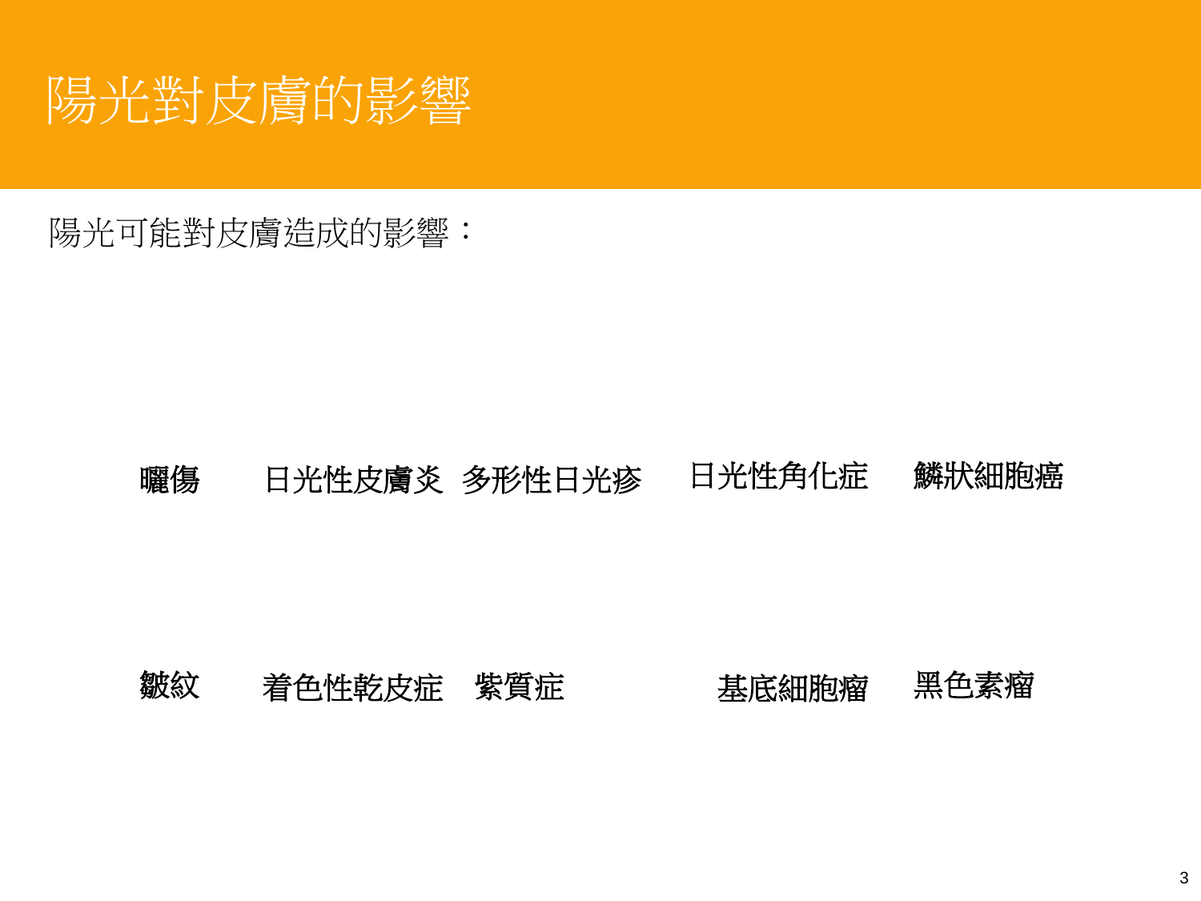# 陽光對皮膚的影響

陽光可能對皮膚造成的影響：

曬傷　日光性皮膚炎　多形性日光疹　日光性角化症　鱗狀細胞癌

皺紋　着色性乾皮症　紫質症　基底細胞瘤　黑色素瘤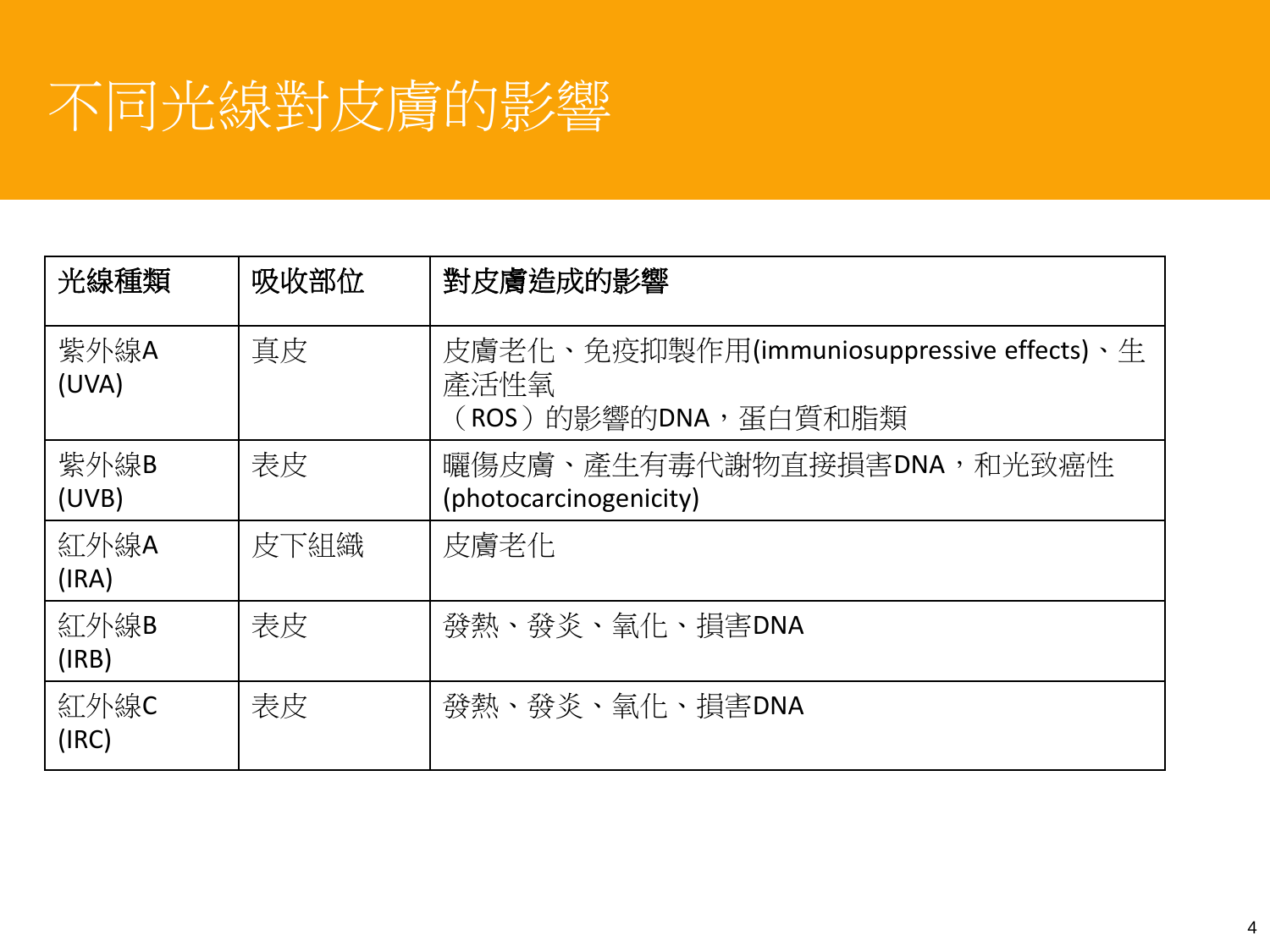# 不同光線對皮膚的影響

| 光線種類 | 吸收部位 | 對皮膚造成的影響 |
| --- | --- | --- |
| 紫外線A (UVA) | 真皮 | 皮膚老化、免疫抑製作用(immuniosuppressive effects)、生產活性氧（ROS）的影響的DNA，蛋白質和脂類 |
| 紫外線B (UVB) | 表皮 | 曬傷皮膚、產生有毒代謝物直接損害DNA，和光致癌性(photocarcinogenicity) |
| 紅外線A (IRA) | 皮下組織 | 皮膚老化 |
| 紅外線B (IRB) | 表皮 | 發熱、發炎、氧化、損害DNA |
| 紅外線C (IRC) | 表皮 | 發熱、發炎、氧化、損害DNA |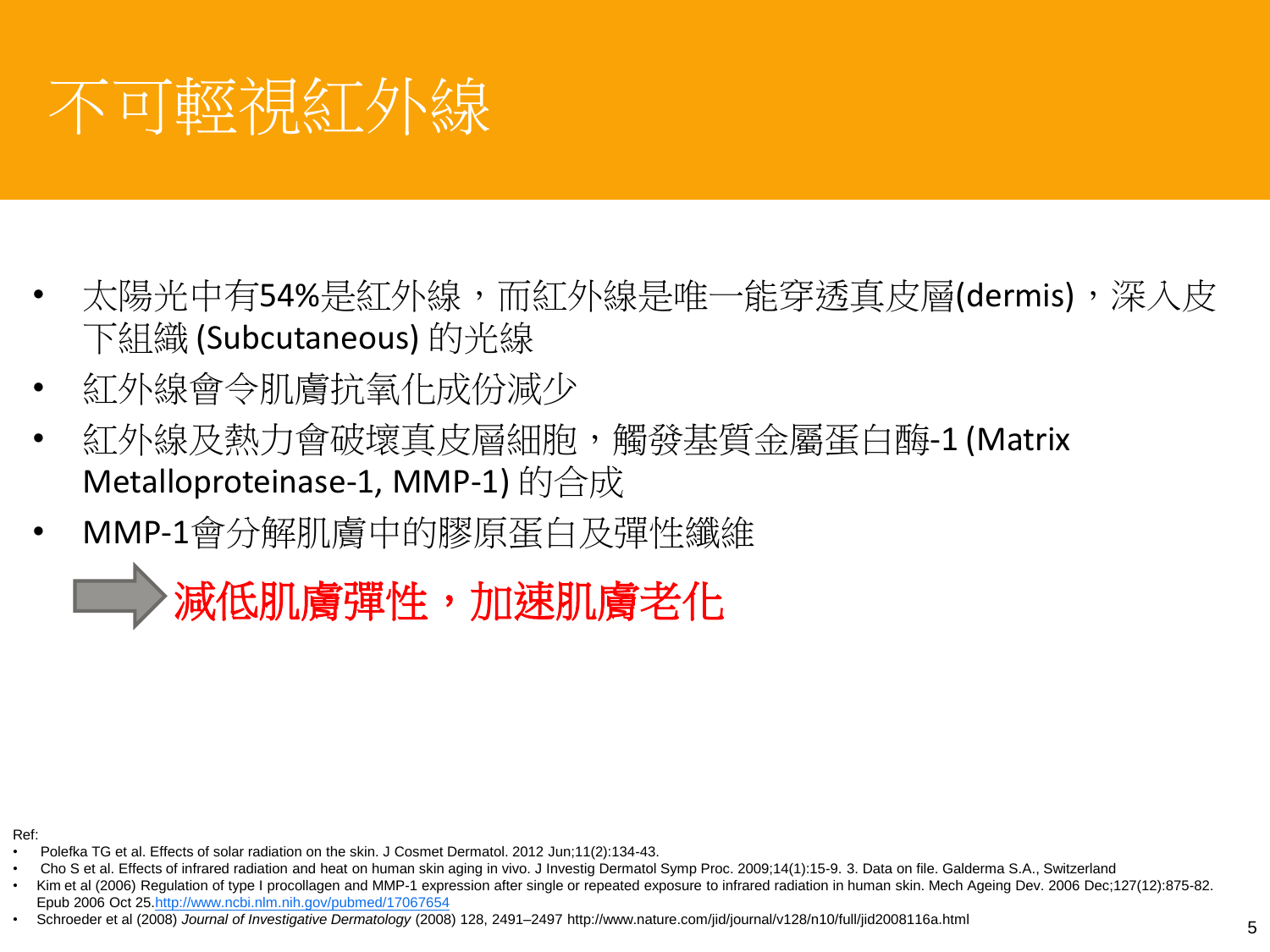# 不可輕視紅外線

- 太陽光中有54%是紅外線，而紅外線是唯一能穿透真皮層(dermis)，深入皮下組織 (Subcutaneous) 的光線
- 紅外線會令肌膚抗氧化成份減少
- 紅外線及熱力會破壞真皮層細胞，觸發基質金屬蛋白酶-1 (Matrix Metalloproteinase-1, MMP-1) 的合成
- MMP-1會分解肌膚中的膠原蛋白及彈性纖維

➡ **減低肌膚彈性，加速肌膚老化**

Ref:

- Polefka TG et al. Effects of solar radiation on the skin. J Cosmet Dermatol. 2012 Jun;11(2):134-43.
- Cho S et al. Effects of infrared radiation and heat on human skin aging in vivo. J Investig Dermatol Symp Proc. 2009;14(1):15-9. 3. Data on file. Galderma S.A., Switzerland
- Kim et al (2006) Regulation of type I procollagen and MMP-1 expression after single or repeated exposure to infrared radiation in human skin. Mech Ageing Dev. 2006 Dec;127(12):875-82. Epub 2006 Oct 25.http://www.ncbi.nlm.nih.gov/pubmed/17067654
- Schroeder et al (2008) *Journal of Investigative Dermatology* (2008) 128, 2491–2497 http://www.nature.com/jid/journal/v128/n10/full/jid2008116a.html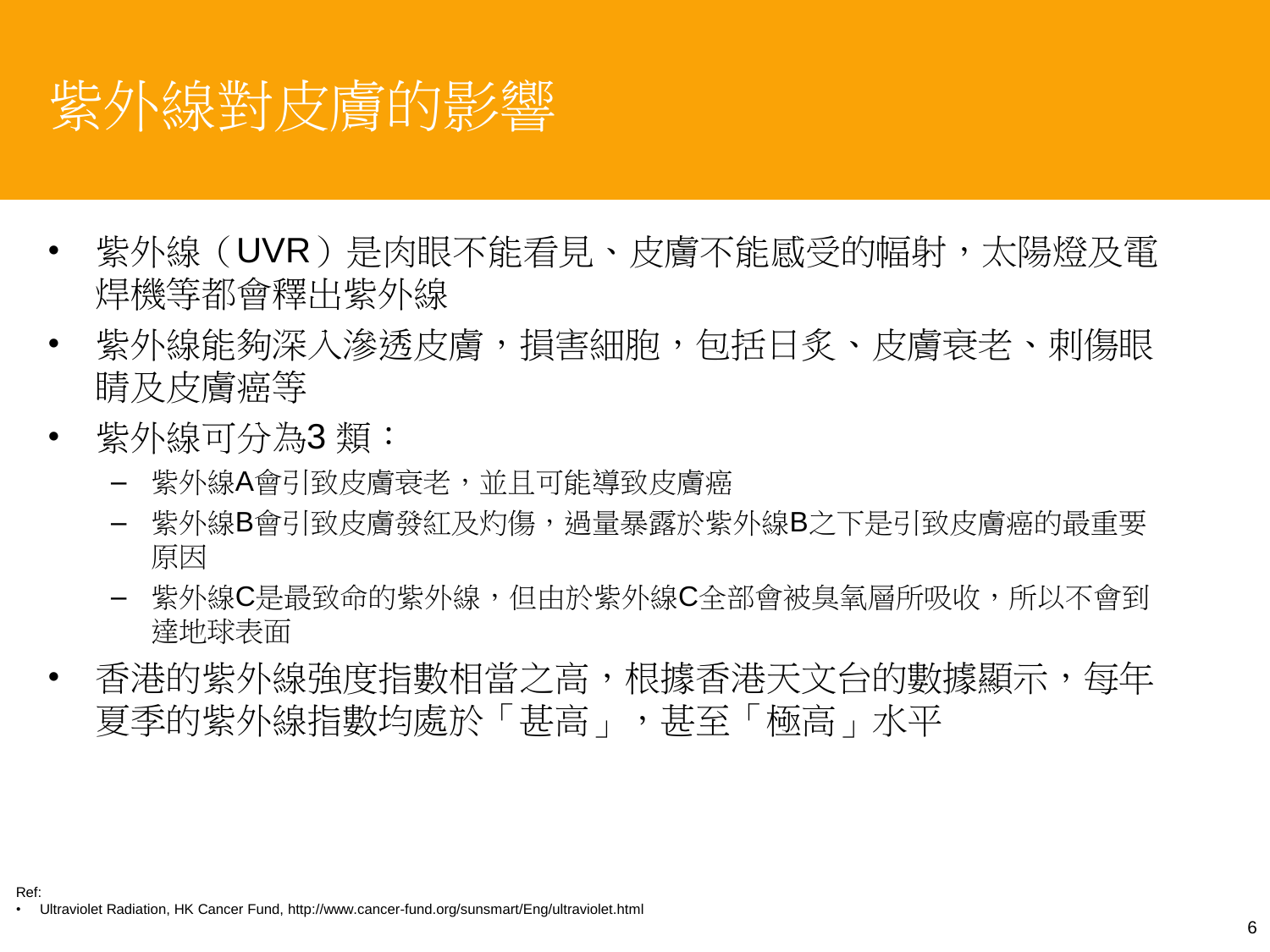# 紫外線對皮膚的影響

- 紫外線（UVR）是肉眼不能看見、皮膚不能感受的幅射，太陽燈及電焊機等都會釋出紫外線
- 紫外線能夠深入滲透皮膚，損害細胞，包括日炙、皮膚衰老、刺傷眼睛及皮膚癌等
- 紫外線可分為3 類：
  - 紫外線A會引致皮膚衰老，並且可能導致皮膚癌
  - 紫外線B會引致皮膚發紅及灼傷，過量暴露於紫外線B之下是引致皮膚癌的最重要原因
  - 紫外線C是最致命的紫外線，但由於紫外線C全部會被臭氧層所吸收，所以不會到達地球表面
- 香港的紫外線強度指數相當之高，根據香港天文台的數據顯示，每年夏季的紫外線指數均處於「甚高」，甚至「極高」水平

Ref:
- Ultraviolet Radiation, HK Cancer Fund, http://www.cancer-fund.org/sunsmart/Eng/ultraviolet.html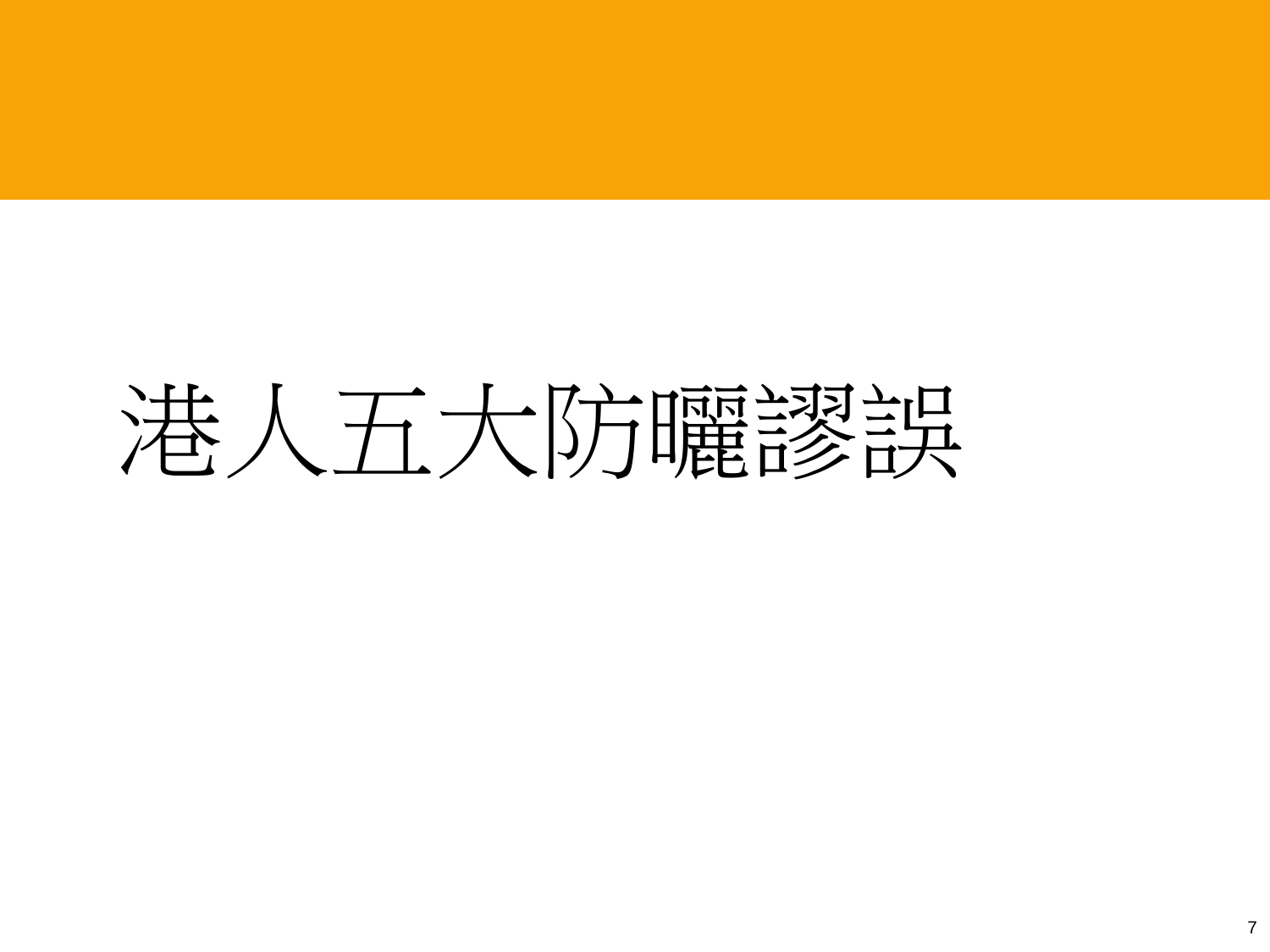# 港人五大防曬謬誤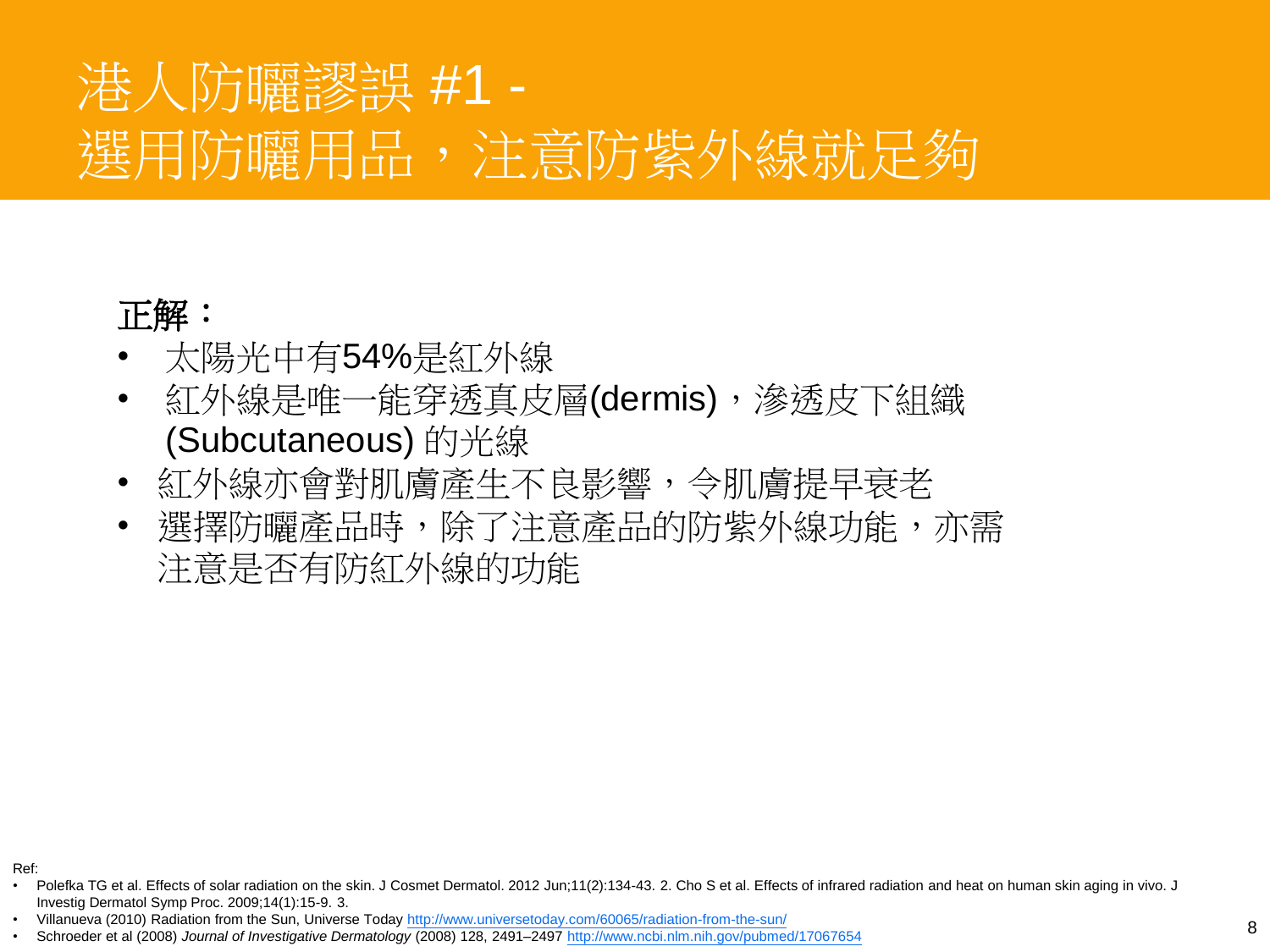# 港人防曬謬誤 #1 - 選用防曬用品，注意防紫外線就足夠

**正解：**

- 太陽光中有54%是紅外線
- 紅外線是唯一能穿透真皮層(dermis)，滲透皮下組織(Subcutaneous) 的光線
- 紅外線亦會對肌膚產生不良影響，令肌膚提早衰老
- 選擇防曬產品時，除了注意產品的防紫外線功能，亦需注意是否有防紅外線的功能

Ref:

- Polefka TG et al. Effects of solar radiation on the skin. J Cosmet Dermatol. 2012 Jun;11(2):134-43. 2. Cho S et al. Effects of infrared radiation and heat on human skin aging in vivo. J Investig Dermatol Symp Proc. 2009;14(1):15-9. 3.
- Villanueva (2010) Radiation from the Sun, Universe Today http://www.universetoday.com/60065/radiation-from-the-sun/
- Schroeder et al (2008) *Journal of Investigative Dermatology* (2008) 128, 2491–2497 http://www.ncbi.nlm.nih.gov/pubmed/17067654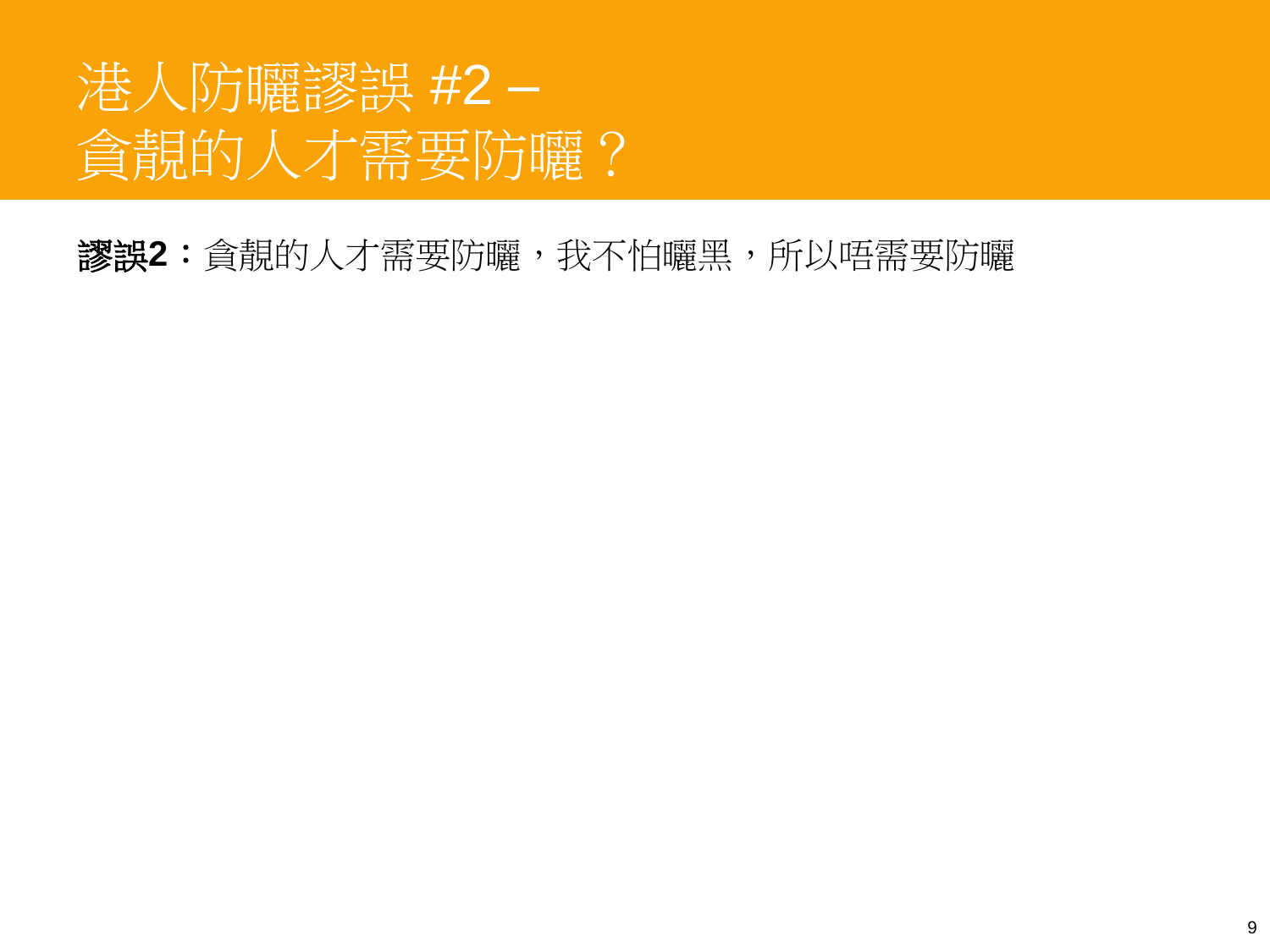# 港人防曬謬誤 #2 –
# 貪靚的人才需要防曬？

**謬誤2：**貪靚的人才需要防曬，我不怕曬黑，所以唔需要防曬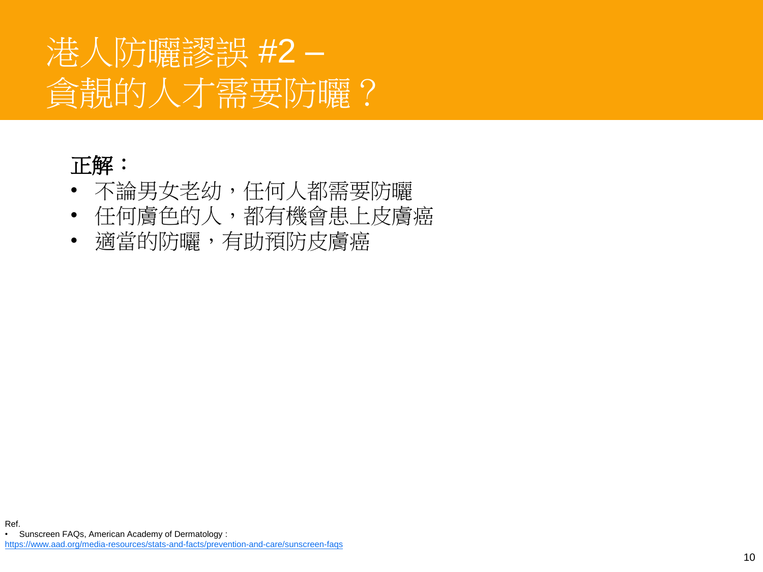# 港人防曬謬誤 #2 –
# 貪靚的人才需要防曬？

**正解：**

- 不論男女老幼，任何人都需要防曬
- 任何膚色的人，都有機會患上皮膚癌
- 適當的防曬，有助預防皮膚癌

Ref.

- Sunscreen FAQs, American Academy of Dermatology : https://www.aad.org/media-resources/stats-and-facts/prevention-and-care/sunscreen-faqs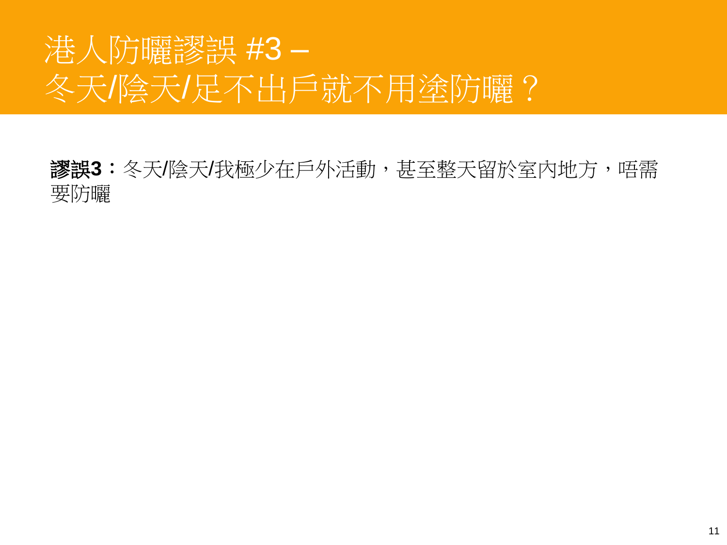# 港人防曬謬誤 #3 –
# 冬天/陰天/足不出戶就不用塗防曬？

**謬誤3**：冬天/陰天/我極少在戶外活動，甚至整天留於室內地方，唔需要防曬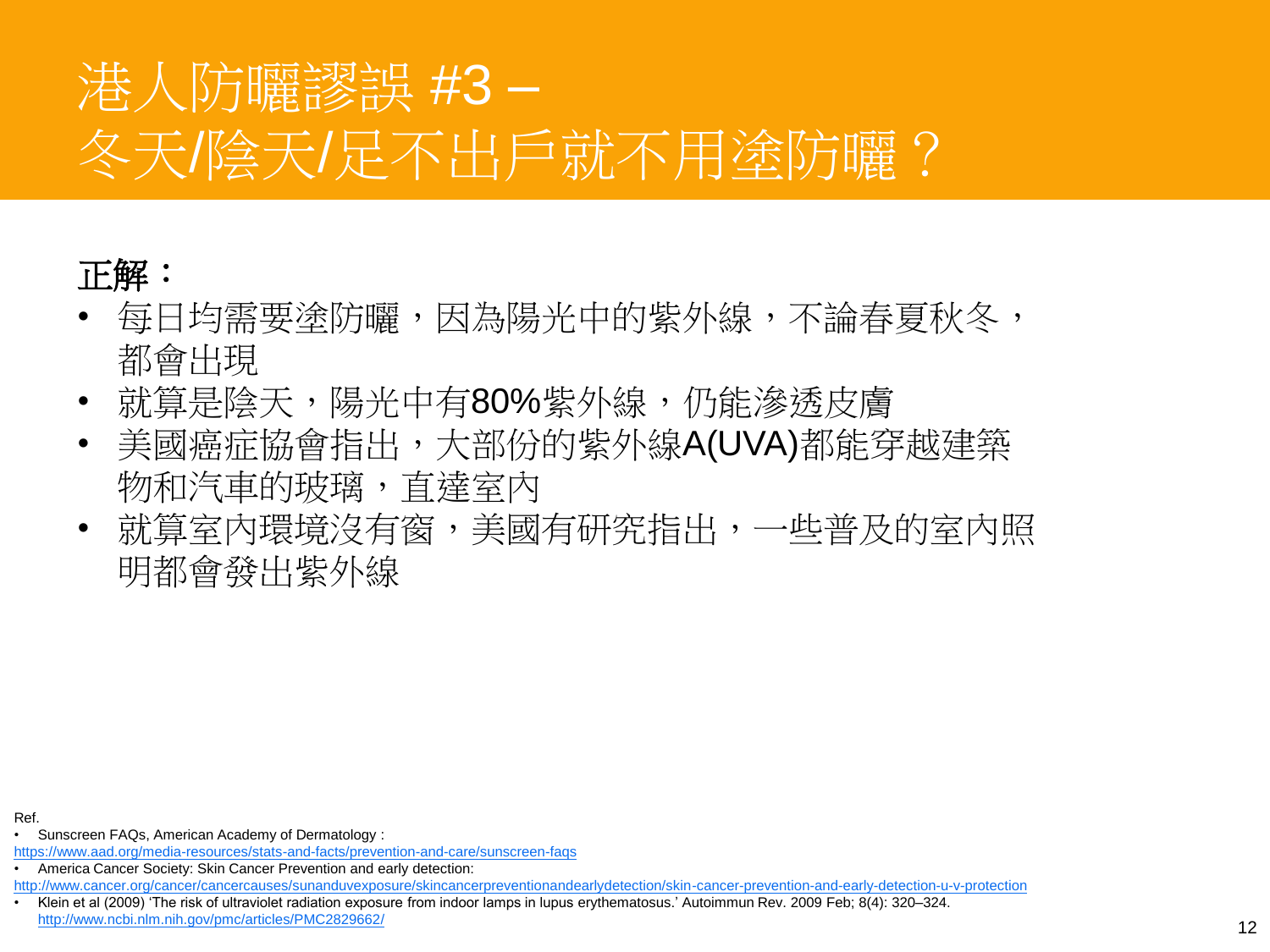# 港人防曬謬誤 #3 –
# 冬天/陰天/足不出戶就不用塗防曬？

**正解：**

- 每日均需要塗防曬，因為陽光中的紫外線，不論春夏秋冬，都會出現
- 就算是陰天，陽光中有80%紫外線，仍能滲透皮膚
- 美國癌症協會指出，大部份的紫外線A(UVA)都能穿越建築物和汽車的玻璃，直達室內
- 就算室內環境沒有窗，美國有研究指出，一些普及的室內照明都會發出紫外線

Ref.

- Sunscreen FAQs, American Academy of Dermatology : https://www.aad.org/media-resources/stats-and-facts/prevention-and-care/sunscreen-faqs
- America Cancer Society: Skin Cancer Prevention and early detection: http://www.cancer.org/cancer/cancercauses/sunanduvexposure/skincancerpreventionandearlydetection/skin-cancer-prevention-and-early-detection-u-v-protection
- Klein et al (2009) 'The risk of ultraviolet radiation exposure from indoor lamps in lupus erythematosus.' Autoimmun Rev. 2009 Feb; 8(4): 320–324. http://www.ncbi.nlm.nih.gov/pmc/articles/PMC2829662/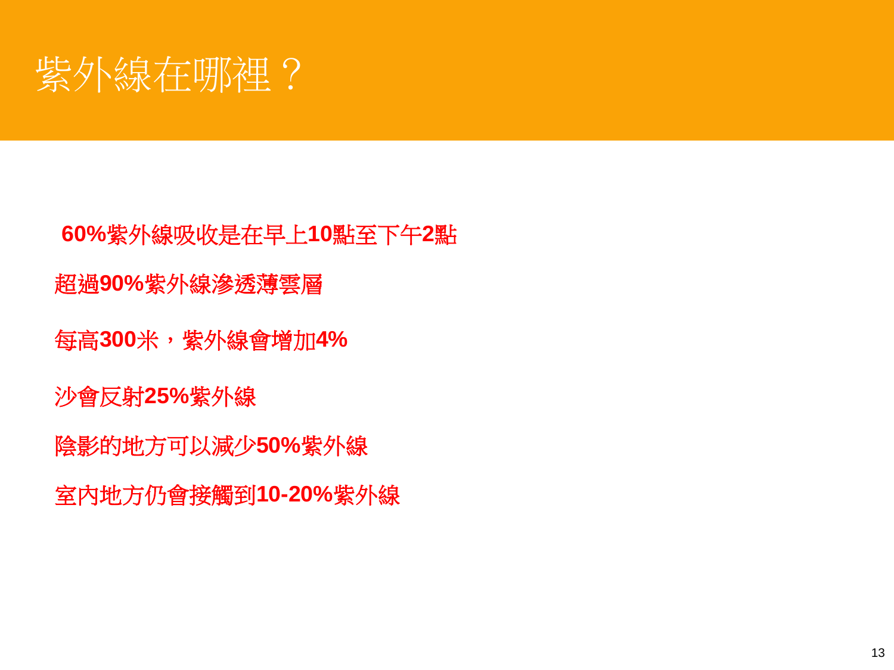# 紫外線在哪裡？

60%紫外線吸收是在早上10點至下午2點

超過90%紫外線滲透薄雲層

每高300米，紫外線會增加4%

沙會反射25%紫外線

陰影的地方可以減少50%紫外線

室內地方仍會接觸到10-20%紫外線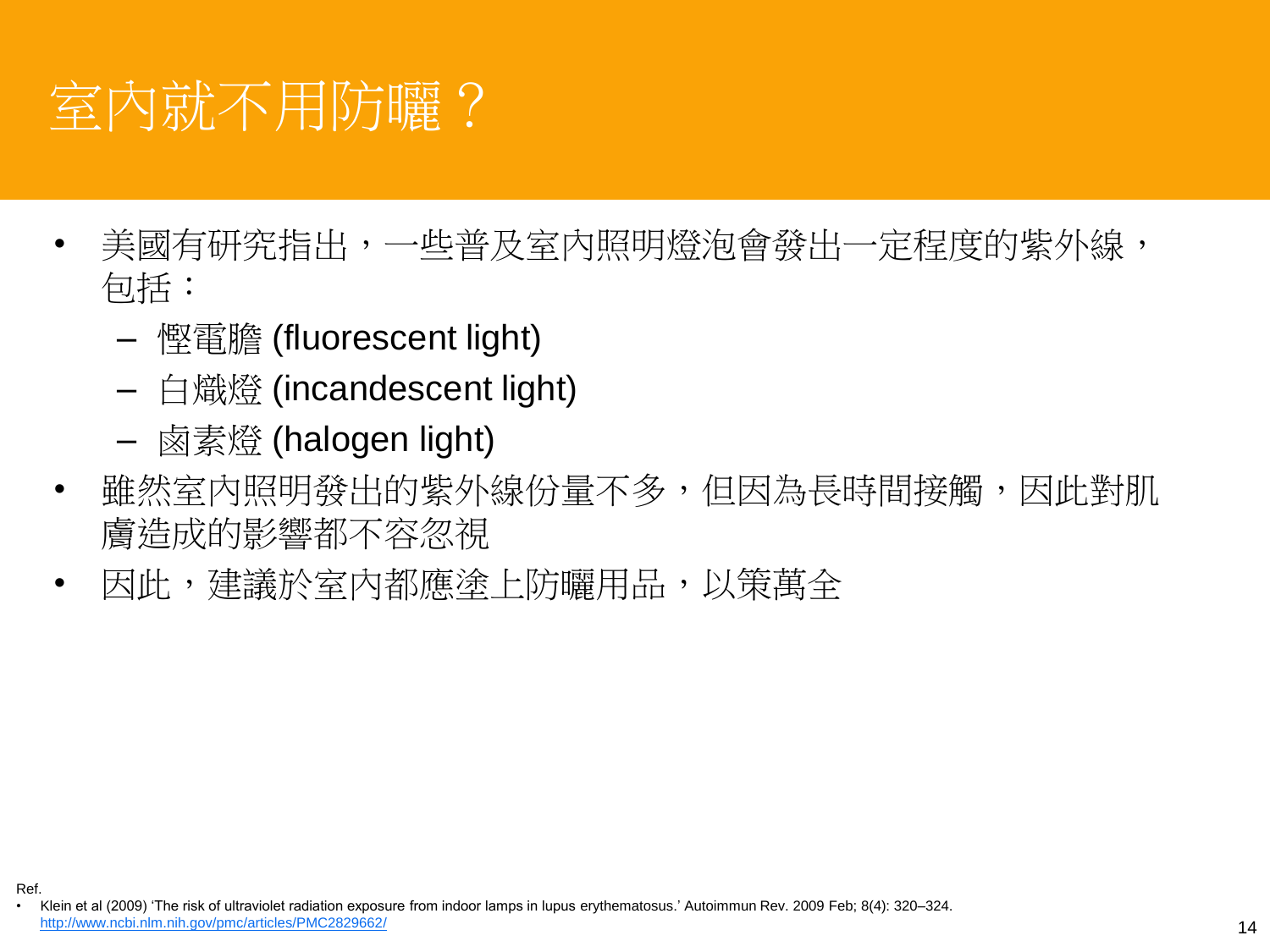# 室內就不用防曬？

- 美國有研究指出，一些普及室內照明燈泡會發出一定程度的紫外線，包括：
  - 慳電膽 (fluorescent light)
  - 白熾燈 (incandescent light)
  - 鹵素燈 (halogen light)
- 雖然室內照明發出的紫外線份量不多，但因為長時間接觸，因此對肌膚造成的影響都不容忽視
- 因此，建議於室內都應塗上防曬用品，以策萬全

Ref.

- Klein et al (2009) 'The risk of ultraviolet radiation exposure from indoor lamps in lupus erythematosus.' Autoimmun Rev. 2009 Feb; 8(4): 320–324. http://www.ncbi.nlm.nih.gov/pmc/articles/PMC2829662/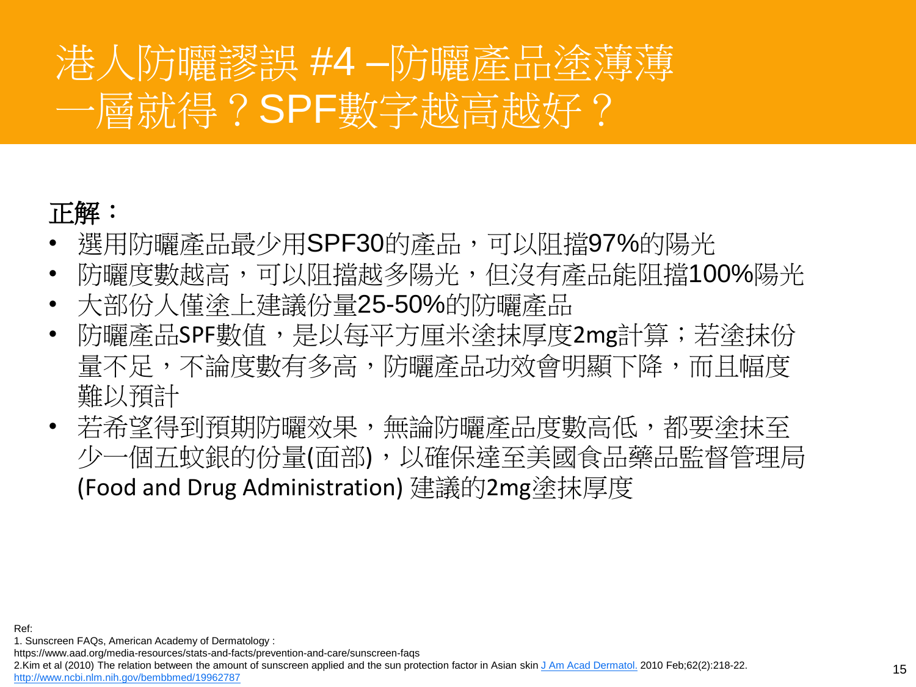# 港人防曬謬誤 #4 –防曬產品塗薄薄一層就得？SPF數字越高越好？

**正解：**

- 選用防曬產品最少用SPF30的產品，可以阻擋97%的陽光
- 防曬度數越高，可以阻擋越多陽光，但沒有產品能阻擋100%陽光
- 大部份人僅塗上建議份量25-50%的防曬產品
- 防曬產品SPF數值，是以每平方厘米塗抹厚度2mg計算；若塗抹份量不足，不論度數有多高，防曬產品功效會明顯下降，而且幅度難以預計
- 若希望得到預期防曬效果，無論防曬產品度數高低，都要塗抹至少一個五蚊銀的份量(面部)，以確保達至美國食品藥品監督管理局 (Food and Drug Administration) 建議的2mg塗抹厚度

Ref:
1. Sunscreen FAQs, American Academy of Dermatology : https://www.aad.org/media-resources/stats-and-facts/prevention-and-care/sunscreen-faqs
2. Kim et al (2010) The relation between the amount of sunscreen applied and the sun protection factor in Asian skin J Am Acad Dermatol. 2010 Feb;62(2):218-22. http://www.ncbi.nlm.nih.gov/bembbmed/19962787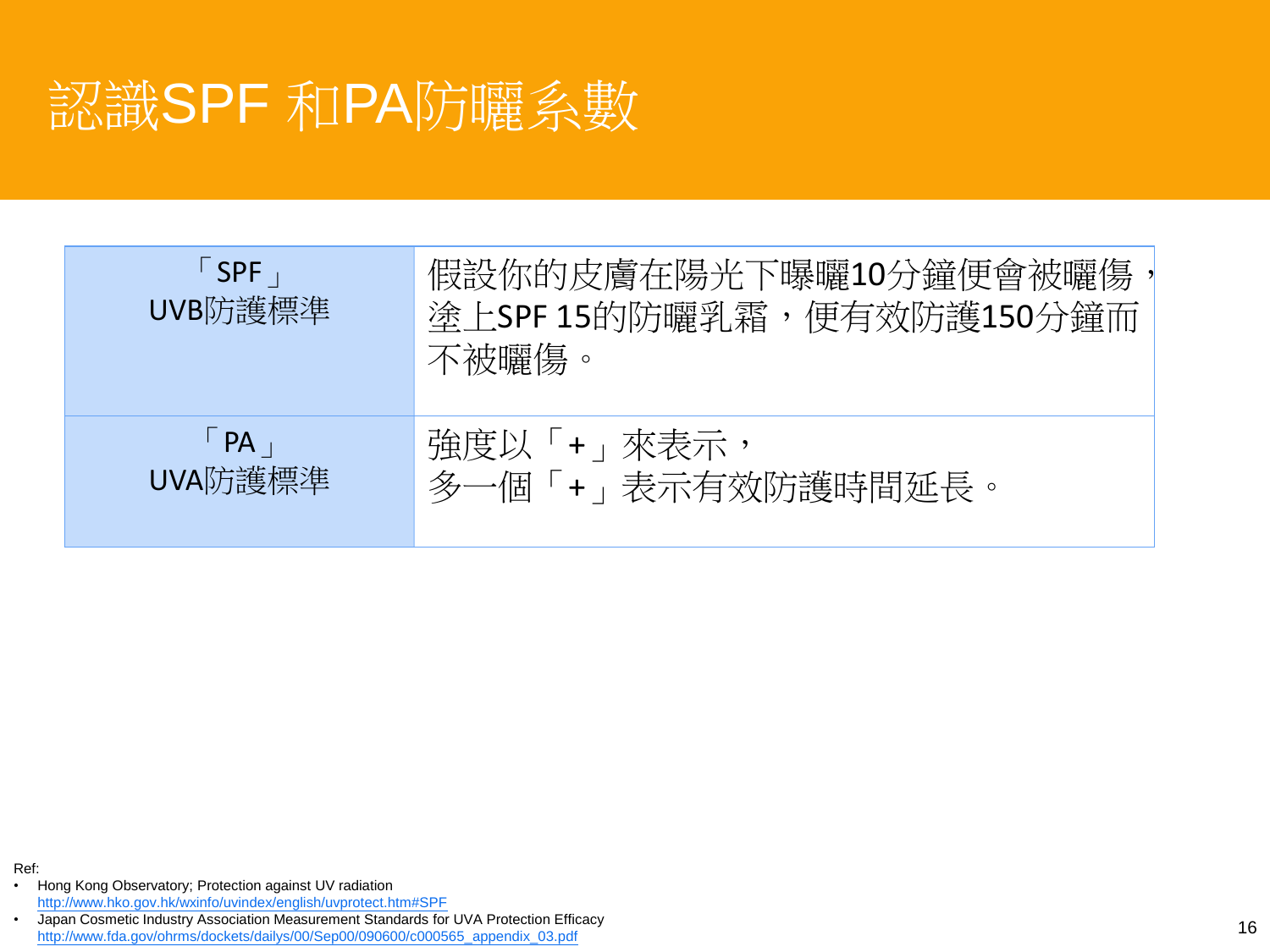# 認識SPF 和PA防曬系數

| | |
|---|---|
| 「SPF」<br>UVB防護標準 | 假設你的皮膚在陽光下曝曬10分鐘便會被曬傷，塗上SPF 15的防曬乳霜，便有效防護150分鐘而不被曬傷。 |
| 「PA」<br>UVA防護標準 | 強度以「+」來表示，<br>多一個「+」表示有效防護時間延長。 |

Ref:

- Hong Kong Observatory; Protection against UV radiation
  http://www.hko.gov.hk/wxinfo/uvindex/english/uvprotect.htm#SPF
- Japan Cosmetic Industry Association Measurement Standards for UVA Protection Efficacy
  http://www.fda.gov/ohrms/dockets/dailys/00/Sep00/090600/c000565_appendix_03.pdf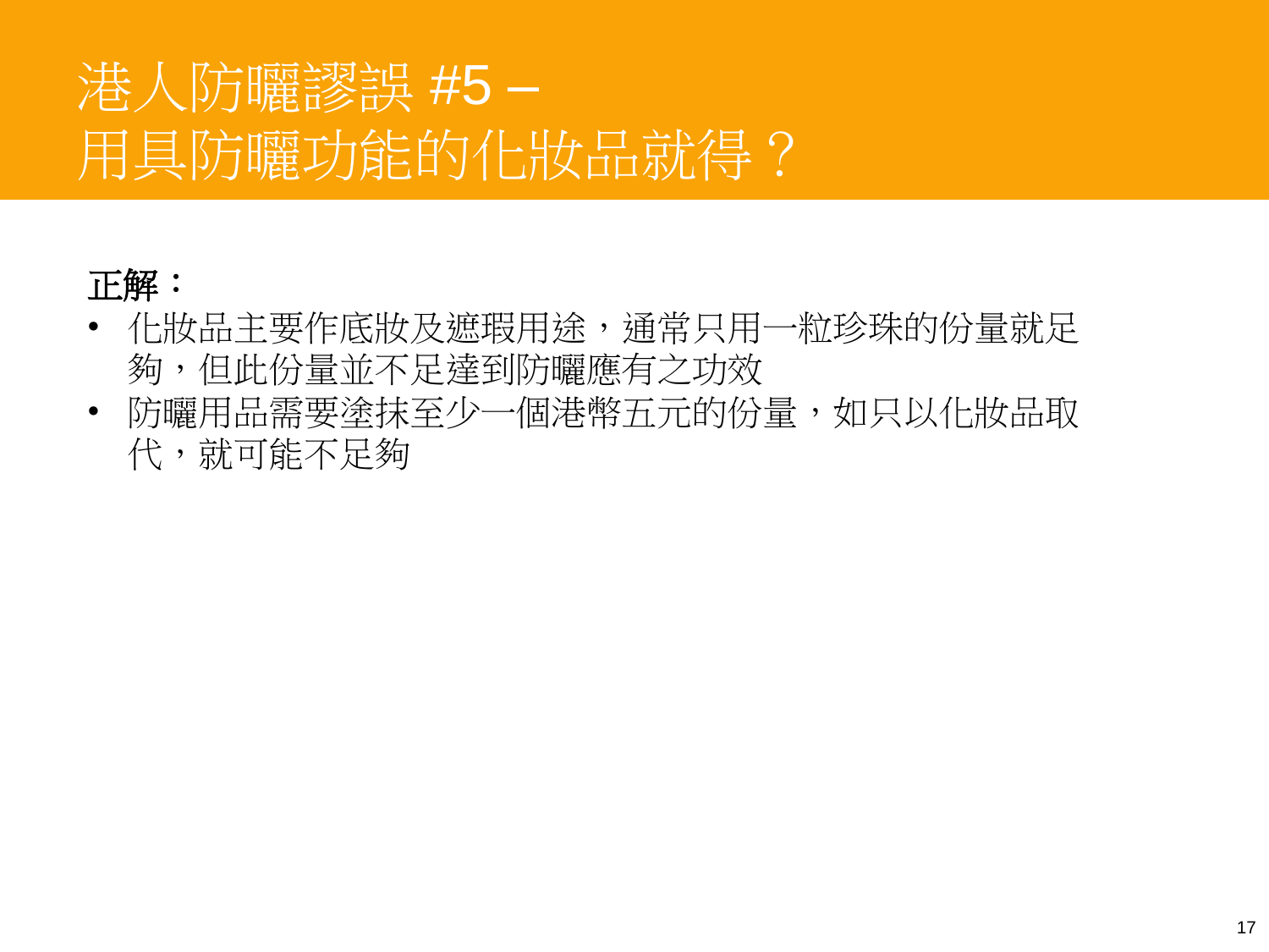# 港人防曬謬誤 #5 –
# 用具防曬功能的化妝品就得？

**正解：**

- 化妝品主要作底妝及遮瑕用途，通常只用一粒珍珠的份量就足夠，但此份量並不足達到防曬應有之功效
- 防曬用品需要塗抹至少一個港幣五元的份量，如只以化妝品取代，就可能不足夠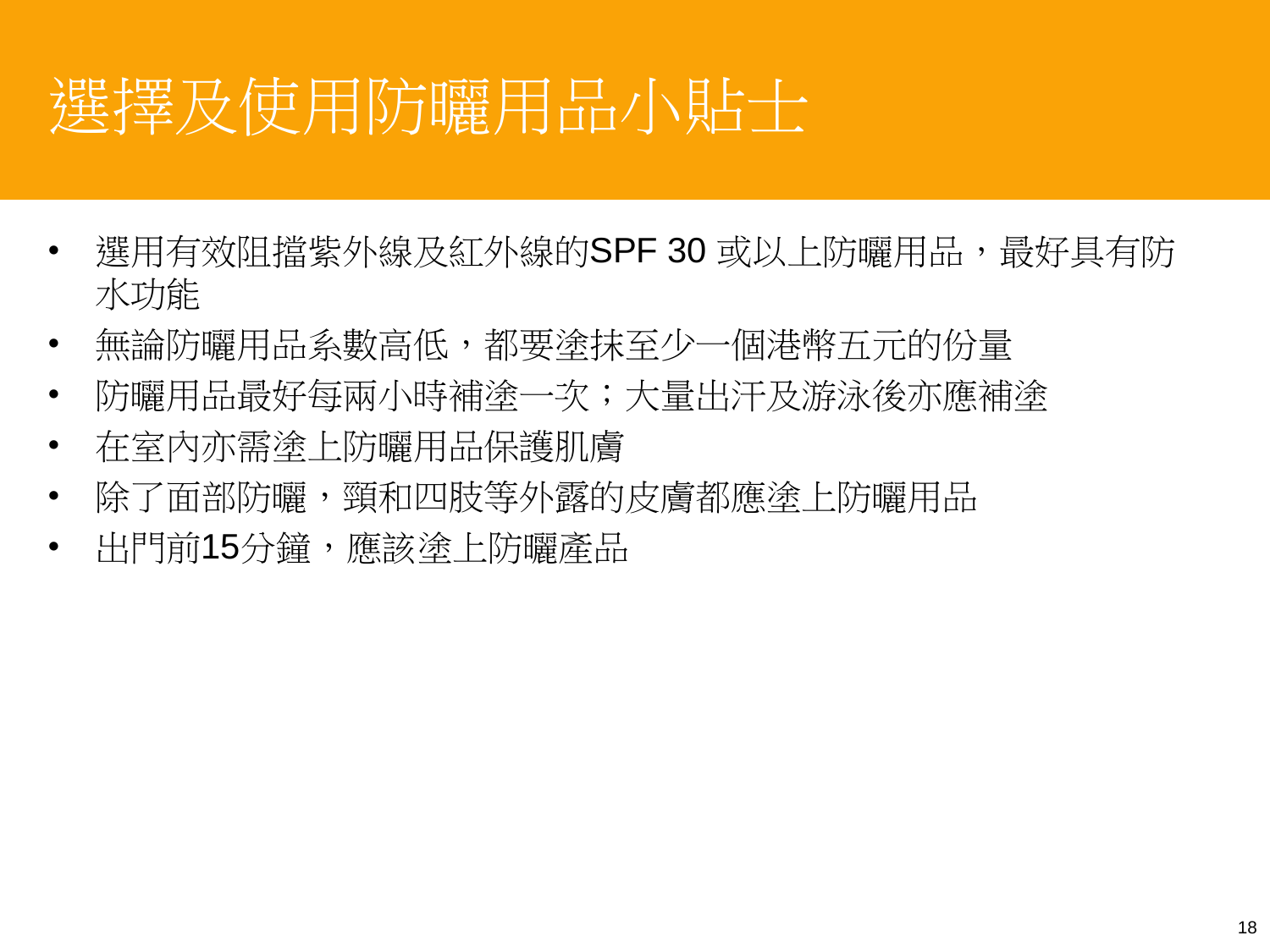# 選擇及使用防曬用品小貼士

- 選用有效阻擋紫外線及紅外線的SPF 30 或以上防曬用品，最好具有防水功能
- 無論防曬用品系數高低，都要塗抹至少一個港幣五元的份量
- 防曬用品最好每兩小時補塗一次；大量出汗及游泳後亦應補塗
- 在室內亦需塗上防曬用品保護肌膚
- 除了面部防曬，頸和四肢等外露的皮膚都應塗上防曬用品
- 出門前15分鐘，應該塗上防曬產品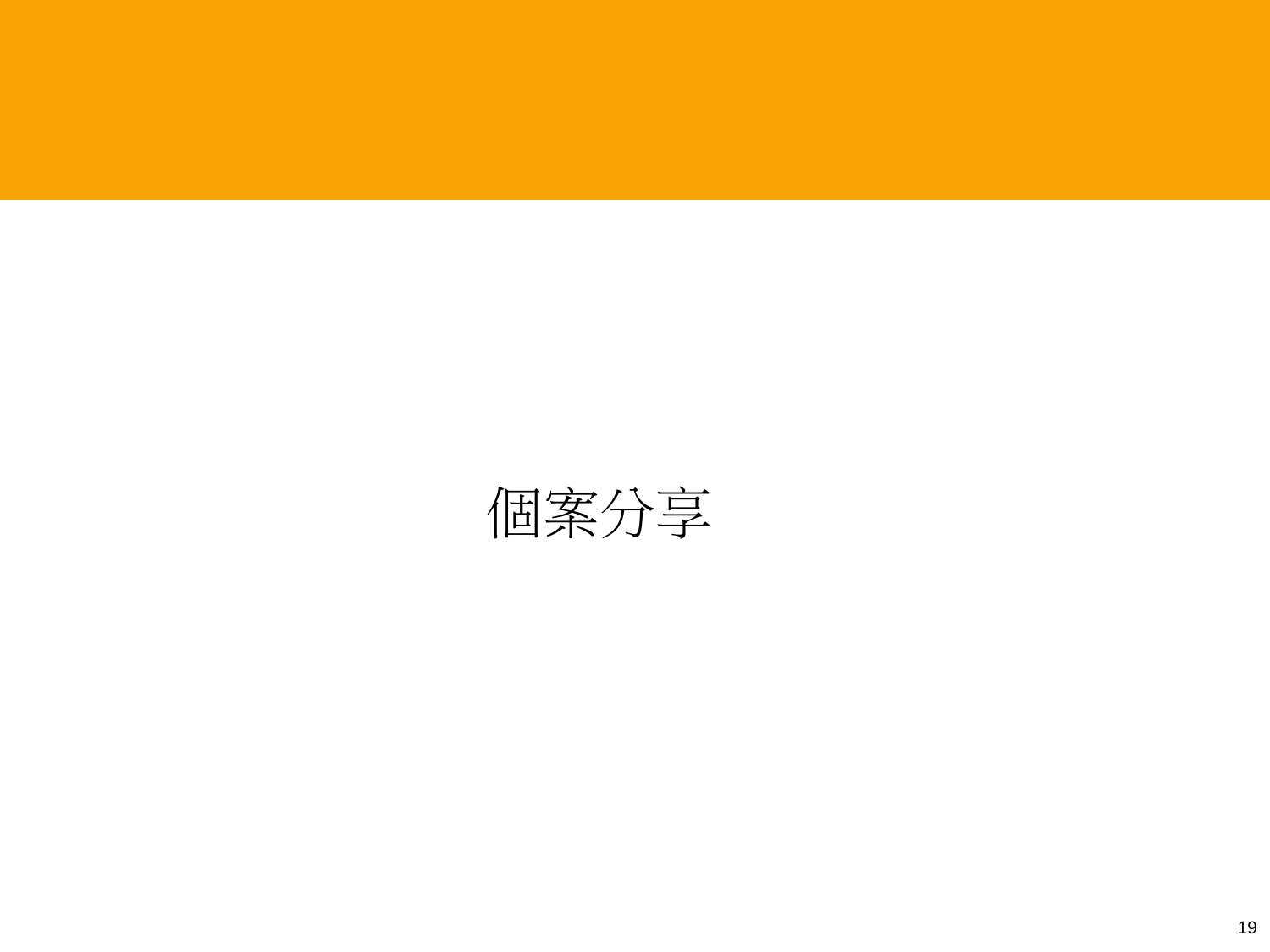# 個案分享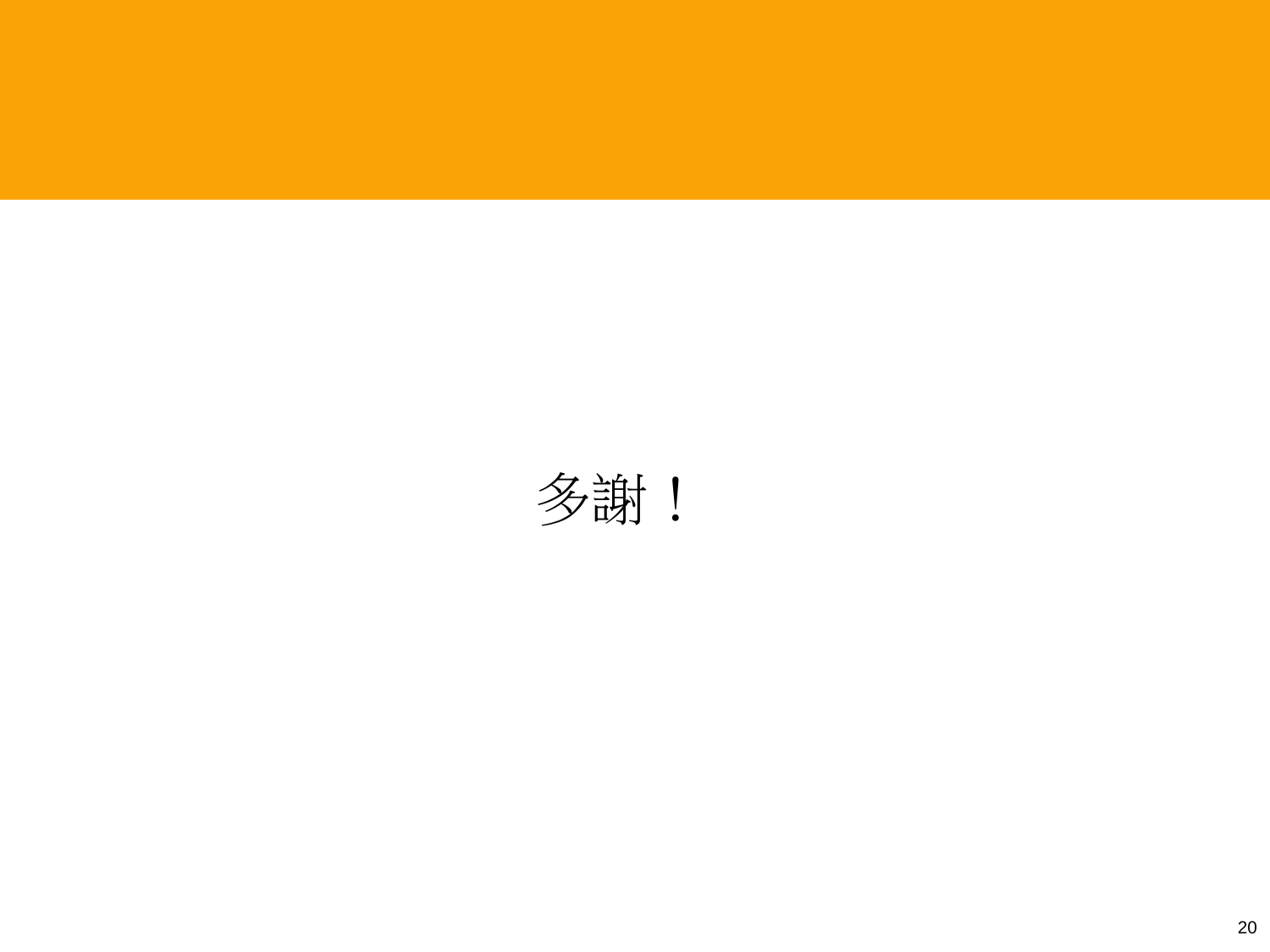多謝！